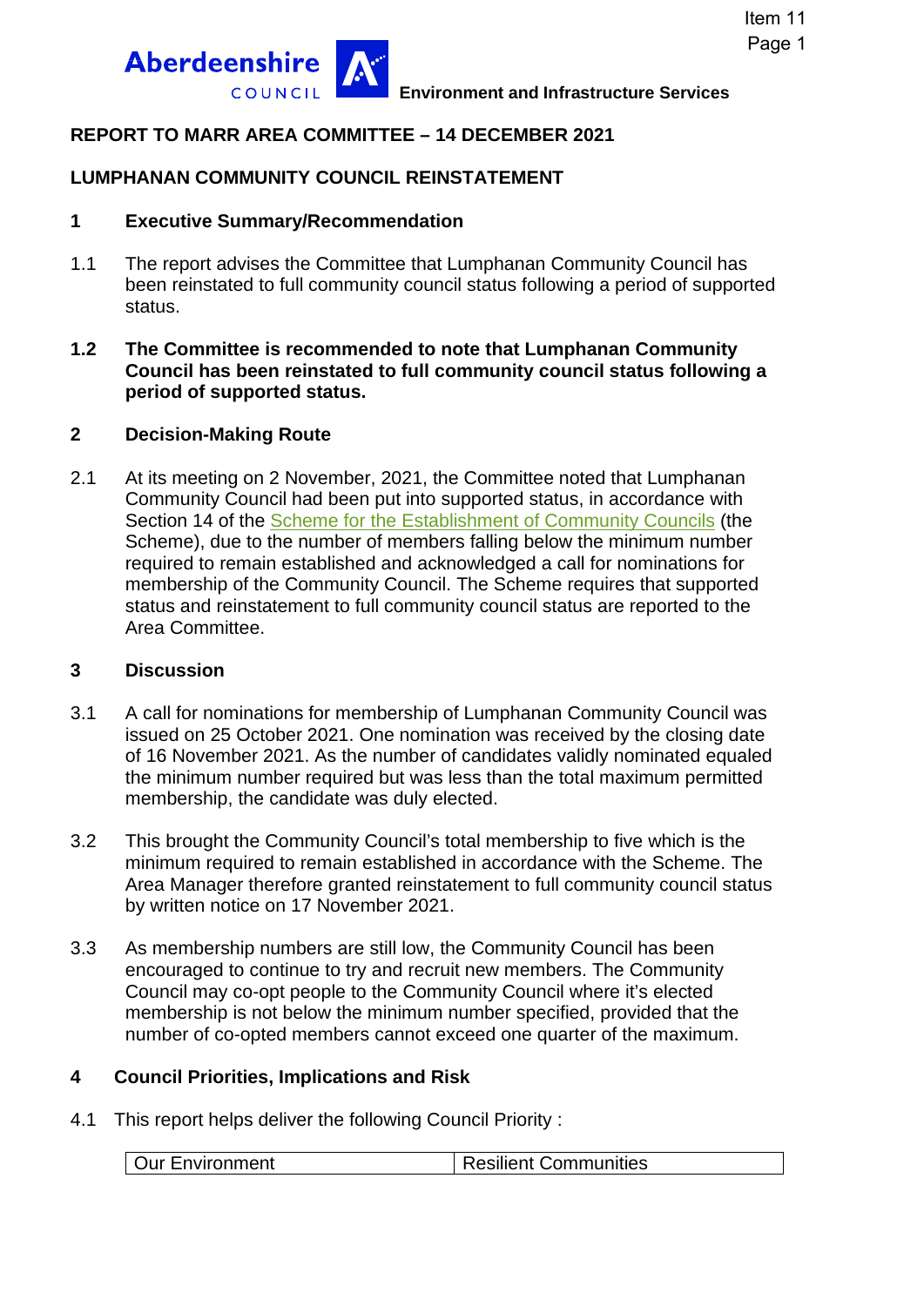Aberdeenshire COUNCIL **Environment and Infrastructure Services**

Item 11

**REPORT TO MARR AREA COMMITTEE – 14 DECEMBER 2021**

**LUMPHANAN COMMUNITY COUNCIL REINSTATEMENT**

## 1 Executive Summary/Recommendation

1.1 The report advises the Committee that Lumphanan Community Council has been reinstated to full community council status following a period of supported status.

**1.2 The Committee is recommended to note that Lumphanan Community Council has been reinstated to full community council status following a period of supported status.**

## 2 Decision-Making Route

2.1 At its meeting on 2 November, 2021, the Committee noted that Lumphanan Community Council had been put into supported status, in accordance with Section 14 of the Scheme for the Establishment of Community Councils (the Scheme), due to the number of members falling below the minimum number required to remain established and acknowledged a call for nominations for membership of the Community Council. The Scheme requires that supported status and reinstatement to full community council status are reported to the Area Committee.

## 3 Discussion

3.1 A call for nominations for membership of Lumphanan Community Council was issued on 25 October 2021. One nomination was received by the closing date of 16 November 2021. As the number of candidates validly nominated equaled the minimum number required but was less than the total maximum permitted membership, the candidate was duly elected.

3.2 This brought the Community Council's total membership to five which is the minimum required to remain established in accordance with the Scheme. The Area Manager therefore granted reinstatement to full community council status by written notice on 17 November 2021.

3.3 As membership numbers are still low, the Community Council has been encouraged to continue to try and recruit new members. The Community Council may co-opt people to the Community Council where it's elected membership is not below the minimum number specified, provided that the number of co-opted members cannot exceed one quarter of the maximum.

## 4 Council Priorities, Implications and Risk

4.1 This report helps deliver the following Council Priority :

| Our Environment | Resilient Communities |
|---|---|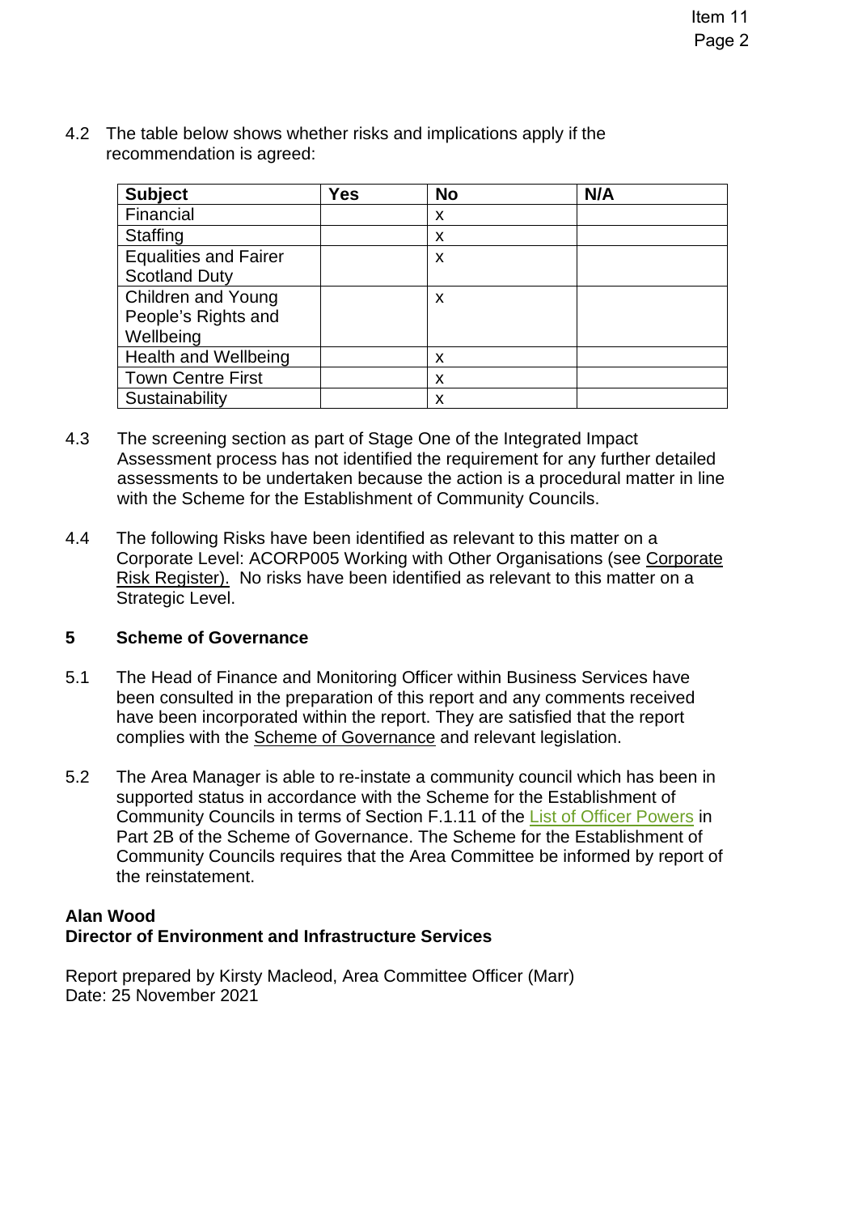4.2 The table below shows whether risks and implications apply if the recommendation is agreed:

| Subject | Yes | No | N/A |
|---|---|---|---|
| Financial | | x | |
| Staffing | | x | |
| Equalities and Fairer Scotland Duty | | x | |
| Children and Young People's Rights and Wellbeing | | x | |
| Health and Wellbeing | | x | |
| Town Centre First | | x | |
| Sustainability | | x | |

4.3 The screening section as part of Stage One of the Integrated Impact Assessment process has not identified the requirement for any further detailed assessments to be undertaken because the action is a procedural matter in line with the Scheme for the Establishment of Community Councils.

4.4 The following Risks have been identified as relevant to this matter on a Corporate Level: ACORP005 Working with Other Organisations (see Corporate Risk Register). No risks have been identified as relevant to this matter on a Strategic Level.

## 5 Scheme of Governance

5.1 The Head of Finance and Monitoring Officer within Business Services have been consulted in the preparation of this report and any comments received have been incorporated within the report. They are satisfied that the report complies with the Scheme of Governance and relevant legislation.

5.2 The Area Manager is able to re-instate a community council which has been in supported status in accordance with the Scheme for the Establishment of Community Councils in terms of Section F.1.11 of the List of Officer Powers in Part 2B of the Scheme of Governance. The Scheme for the Establishment of Community Councils requires that the Area Committee be informed by report of the reinstatement.

**Alan Wood**
**Director of Environment and Infrastructure Services**

Report prepared by Kirsty Macleod, Area Committee Officer (Marr)
Date: 25 November 2021